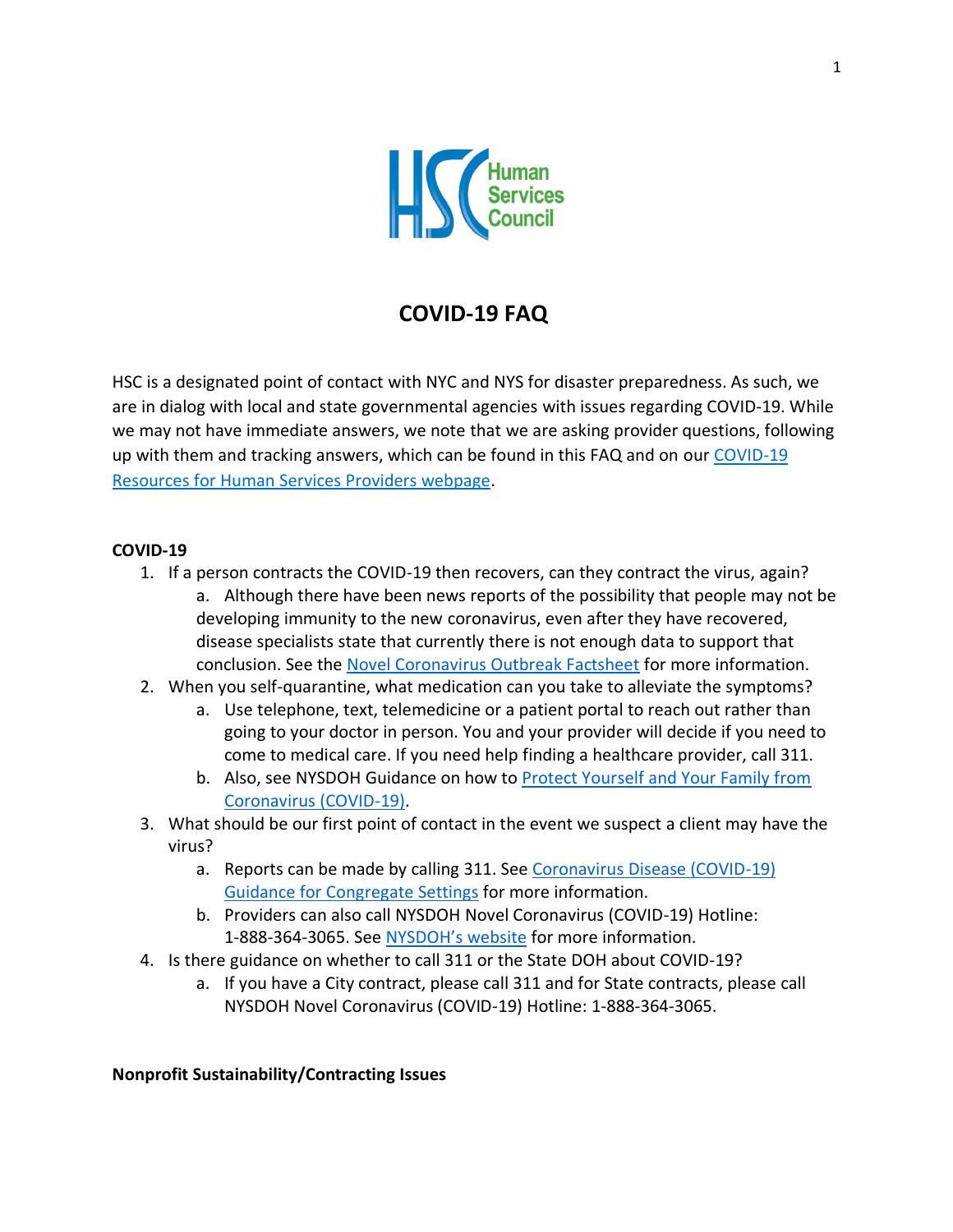# COVID-19 FAQ

HSC is a designated point of contact with NYC and NYS for disaster preparedness. As such, we are in dialog with local and state governmental agencies with issues regarding COVID-19. While we may not have immediate answers, we note that we are asking provider questions, following up with them and tracking answers, which can be found in this FAQ and on our [COVID-19 Resources for Human Services Providers webpage](#).

## COVID-19

1. If a person contracts the COVID-19 then recovers, can they contract the virus, again?
    a. Although there have been news reports of the possibility that people may not be developing immunity to the new coronavirus, even after they have recovered, disease specialists state that currently there is not enough data to support that conclusion. See the [Novel Coronavirus Outbreak Factsheet](#) for more information.
2. When you self-quarantine, what medication can you take to alleviate the symptoms?
    a. Use telephone, text, telemedicine or a patient portal to reach out rather than going to your doctor in person. You and your provider will decide if you need to come to medical care. If you need help finding a healthcare provider, call 311.
    b. Also, see NYSDOH Guidance on how to [Protect Yourself and Your Family from Coronavirus (COVID-19)](#).
3. What should be our first point of contact in the event we suspect a client may have the virus?
    a. Reports can be made by calling 311. See [Coronavirus Disease (COVID-19) Guidance for Congregate Settings](#) for more information.
    b. Providers can also call NYSDOH Novel Coronavirus (COVID-19) Hotline: 1-888-364-3065. See [NYSDOH's website](#) for more information.
4. Is there guidance on whether to call 311 or the State DOH about COVID-19?
    a. If you have a City contract, please call 311 and for State contracts, please call NYSDOH Novel Coronavirus (COVID-19) Hotline: 1-888-364-3065.

## Nonprofit Sustainability/Contracting Issues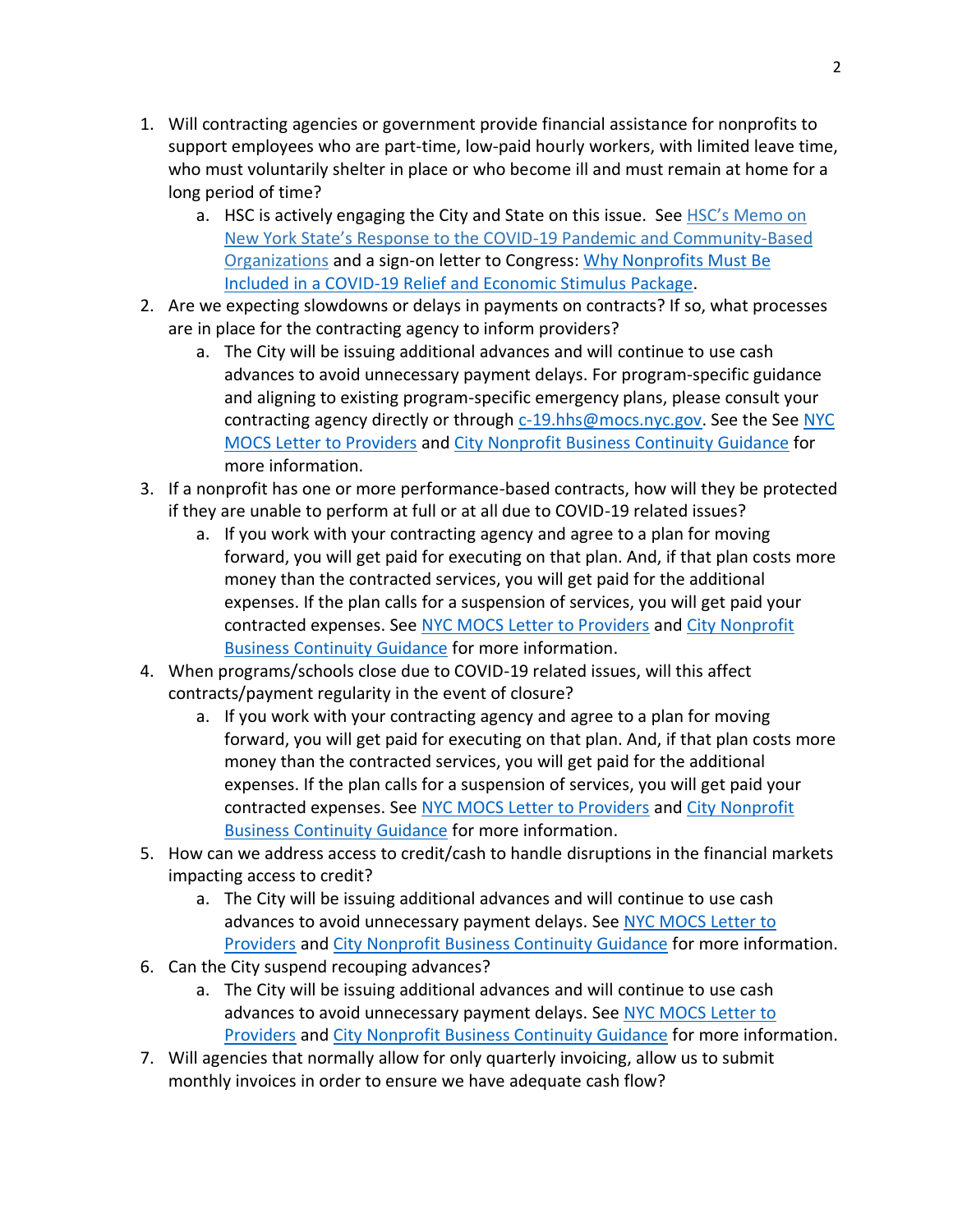1. Will contracting agencies or government provide financial assistance for nonprofits to support employees who are part-time, low-paid hourly workers, with limited leave time, who must voluntarily shelter in place or who become ill and must remain at home for a long period of time?
    a. HSC is actively engaging the City and State on this issue. See HSC's Memo on New York State's Response to the COVID-19 Pandemic and Community-Based Organizations and a sign-on letter to Congress: Why Nonprofits Must Be Included in a COVID-19 Relief and Economic Stimulus Package.
2. Are we expecting slowdowns or delays in payments on contracts? If so, what processes are in place for the contracting agency to inform providers?
    a. The City will be issuing additional advances and will continue to use cash advances to avoid unnecessary payment delays. For program-specific guidance and aligning to existing program-specific emergency plans, please consult your contracting agency directly or through c-19.hhs@mocs.nyc.gov. See the See NYC MOCS Letter to Providers and City Nonprofit Business Continuity Guidance for more information.
3. If a nonprofit has one or more performance-based contracts, how will they be protected if they are unable to perform at full or at all due to COVID-19 related issues?
    a. If you work with your contracting agency and agree to a plan for moving forward, you will get paid for executing on that plan. And, if that plan costs more money than the contracted services, you will get paid for the additional expenses. If the plan calls for a suspension of services, you will get paid your contracted expenses. See NYC MOCS Letter to Providers and City Nonprofit Business Continuity Guidance for more information.
4. When programs/schools close due to COVID-19 related issues, will this affect contracts/payment regularity in the event of closure?
    a. If you work with your contracting agency and agree to a plan for moving forward, you will get paid for executing on that plan. And, if that plan costs more money than the contracted services, you will get paid for the additional expenses. If the plan calls for a suspension of services, you will get paid your contracted expenses. See NYC MOCS Letter to Providers and City Nonprofit Business Continuity Guidance for more information.
5. How can we address access to credit/cash to handle disruptions in the financial markets impacting access to credit?
    a. The City will be issuing additional advances and will continue to use cash advances to avoid unnecessary payment delays. See NYC MOCS Letter to Providers and City Nonprofit Business Continuity Guidance for more information.
6. Can the City suspend recouping advances?
    a. The City will be issuing additional advances and will continue to use cash advances to avoid unnecessary payment delays. See NYC MOCS Letter to Providers and City Nonprofit Business Continuity Guidance for more information.
7. Will agencies that normally allow for only quarterly invoicing, allow us to submit monthly invoices in order to ensure we have adequate cash flow?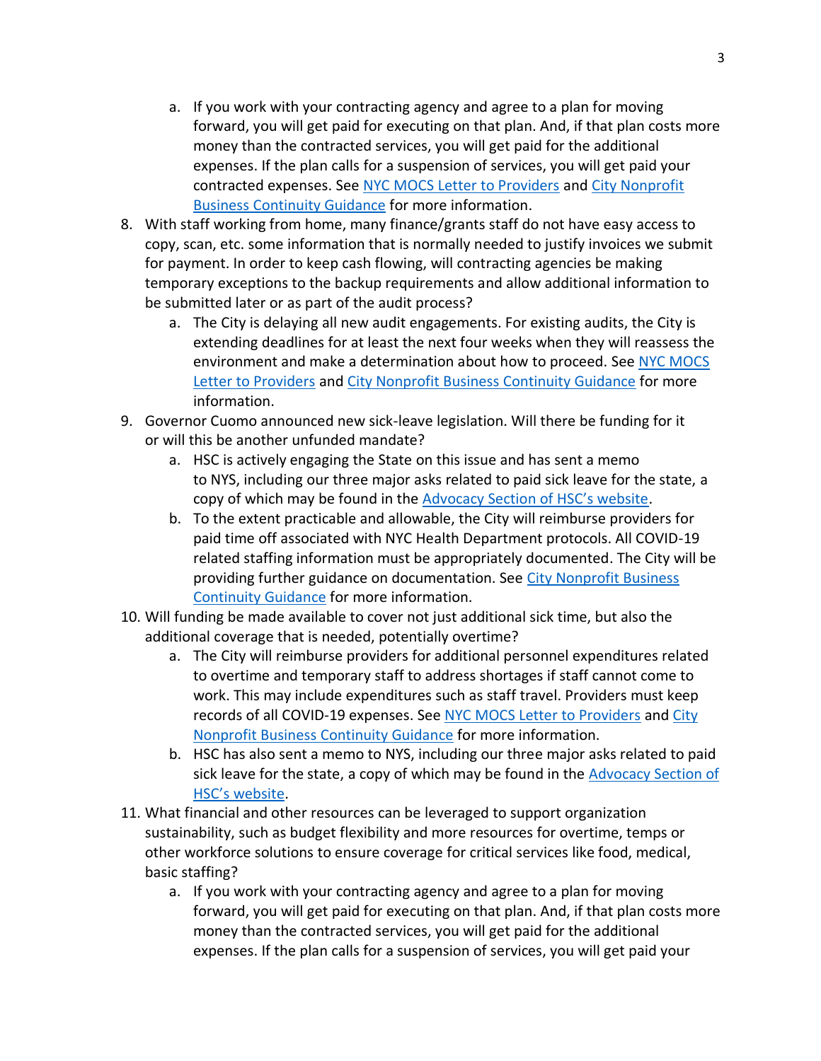a. If you work with your contracting agency and agree to a plan for moving forward, you will get paid for executing on that plan. And, if that plan costs more money than the contracted services, you will get paid for the additional expenses. If the plan calls for a suspension of services, you will get paid your contracted expenses. See NYC MOCS Letter to Providers and City Nonprofit Business Continuity Guidance for more information.

8. With staff working from home, many finance/grants staff do not have easy access to copy, scan, etc. some information that is normally needed to justify invoices we submit for payment. In order to keep cash flowing, will contracting agencies be making temporary exceptions to the backup requirements and allow additional information to be submitted later or as part of the audit process?
   a. The City is delaying all new audit engagements. For existing audits, the City is extending deadlines for at least the next four weeks when they will reassess the environment and make a determination about how to proceed. See NYC MOCS Letter to Providers and City Nonprofit Business Continuity Guidance for more information.

9. Governor Cuomo announced new sick-leave legislation. Will there be funding for it or will this be another unfunded mandate?
   a. HSC is actively engaging the State on this issue and has sent a memo to NYS, including our three major asks related to paid sick leave for the state, a copy of which may be found in the Advocacy Section of HSC's website.
   b. To the extent practicable and allowable, the City will reimburse providers for paid time off associated with NYC Health Department protocols. All COVID-19 related staffing information must be appropriately documented. The City will be providing further guidance on documentation. See City Nonprofit Business Continuity Guidance for more information.

10. Will funding be made available to cover not just additional sick time, but also the additional coverage that is needed, potentially overtime?
    a. The City will reimburse providers for additional personnel expenditures related to overtime and temporary staff to address shortages if staff cannot come to work. This may include expenditures such as staff travel. Providers must keep records of all COVID-19 expenses. See NYC MOCS Letter to Providers and City Nonprofit Business Continuity Guidance for more information.
    b. HSC has also sent a memo to NYS, including our three major asks related to paid sick leave for the state, a copy of which may be found in the Advocacy Section of HSC's website.

11. What financial and other resources can be leveraged to support organization sustainability, such as budget flexibility and more resources for overtime, temps or other workforce solutions to ensure coverage for critical services like food, medical, basic staffing?
    a. If you work with your contracting agency and agree to a plan for moving forward, you will get paid for executing on that plan. And, if that plan costs more money than the contracted services, you will get paid for the additional expenses. If the plan calls for a suspension of services, you will get paid your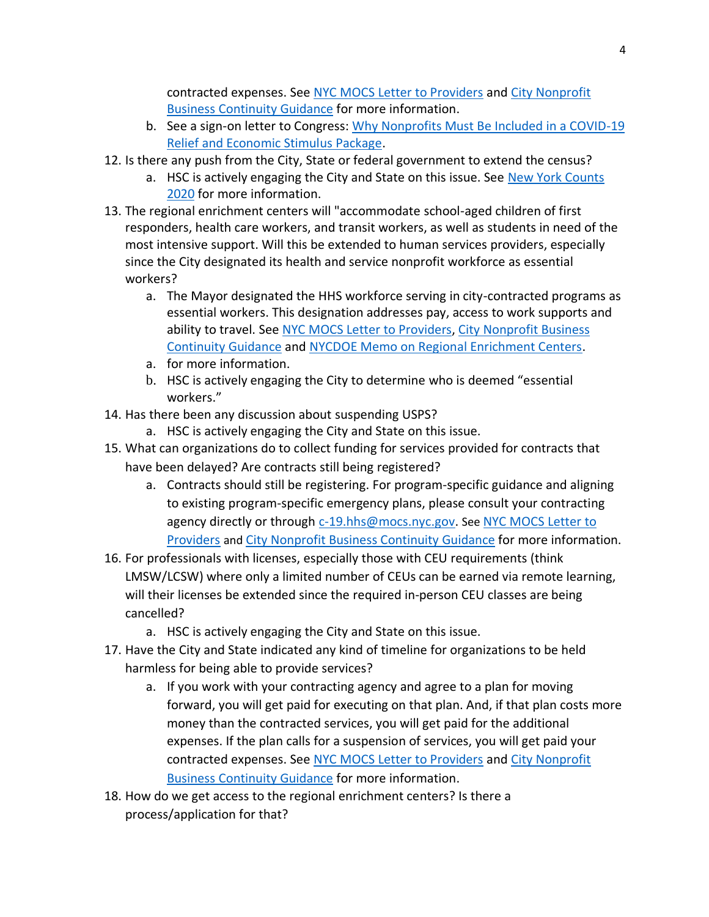contracted expenses. See [NYC MOCS Letter to Providers] and [City Nonprofit Business Continuity Guidance] for more information.

   b. See a sign-on letter to Congress: [Why Nonprofits Must Be Included in a COVID-19 Relief and Economic Stimulus Package].

12. Is there any push from the City, State or federal government to extend the census?
    a. HSC is actively engaging the City and State on this issue. See [New York Counts 2020] for more information.
13. The regional enrichment centers will "accommodate school-aged children of first responders, health care workers, and transit workers, as well as students in need of the most intensive support. Will this be extended to human services providers, especially since the City designated its health and service nonprofit workforce as essential workers?
    a. The Mayor designated the HHS workforce serving in city-contracted programs as essential workers. This designation addresses pay, access to work supports and ability to travel. See [NYC MOCS Letter to Providers], [City Nonprofit Business Continuity Guidance] and [NYCDOE Memo on Regional Enrichment Centers].
    a. for more information.
    b. HSC is actively engaging the City to determine who is deemed "essential workers."
14. Has there been any discussion about suspending USPS?
    a. HSC is actively engaging the City and State on this issue.
15. What can organizations do to collect funding for services provided for contracts that have been delayed? Are contracts still being registered?
    a. Contracts should still be registering. For program-specific guidance and aligning to existing program-specific emergency plans, please consult your contracting agency directly or through c-19.hhs@mocs.nyc.gov. See [NYC MOCS Letter to Providers] and [City Nonprofit Business Continuity Guidance] for more information.
16. For professionals with licenses, especially those with CEU requirements (think LMSW/LCSW) where only a limited number of CEUs can be earned via remote learning, will their licenses be extended since the required in-person CEU classes are being cancelled?
    a. HSC is actively engaging the City and State on this issue.
17. Have the City and State indicated any kind of timeline for organizations to be held harmless for being able to provide services?
    a. If you work with your contracting agency and agree to a plan for moving forward, you will get paid for executing on that plan. And, if that plan costs more money than the contracted services, you will get paid for the additional expenses. If the plan calls for a suspension of services, you will get paid your contracted expenses. See [NYC MOCS Letter to Providers] and [City Nonprofit Business Continuity Guidance] for more information.
18. How do we get access to the regional enrichment centers? Is there a process/application for that?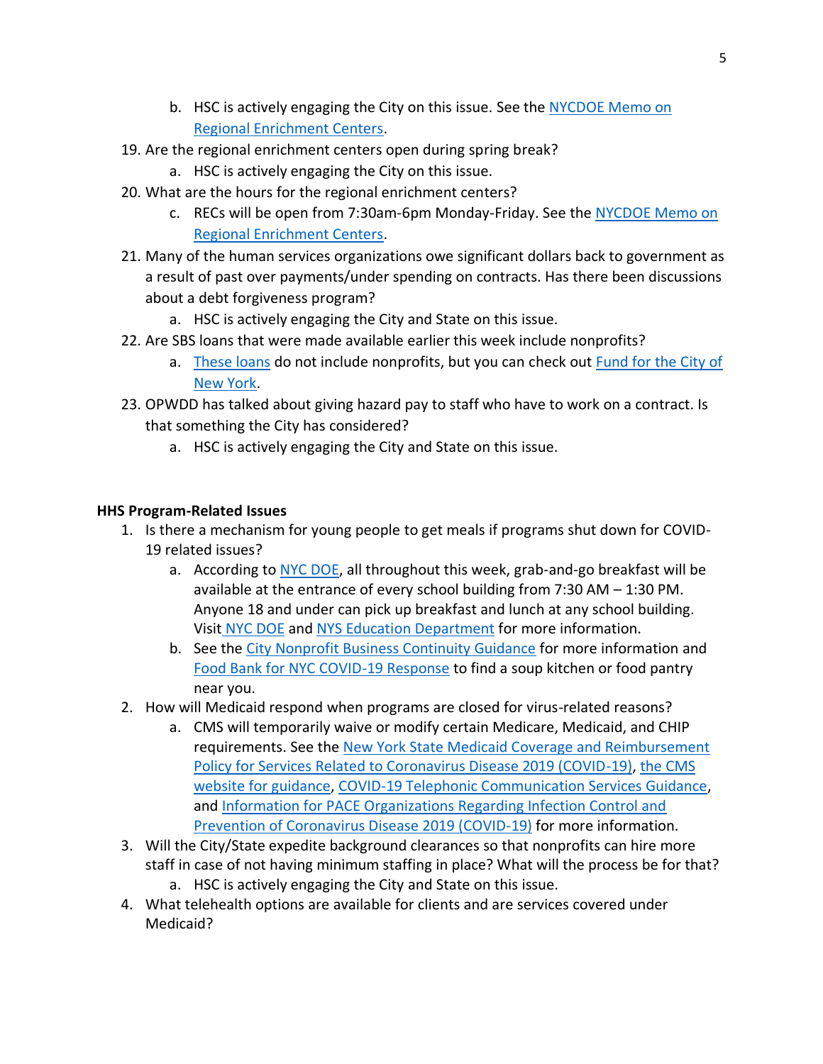b. HSC is actively engaging the City on this issue. See the [NYCDOE Memo on Regional Enrichment Centers](#).

19. Are the regional enrichment centers open during spring break?
    a. HSC is actively engaging the City on this issue.
20. What are the hours for the regional enrichment centers?
    c. RECs will be open from 7:30am-6pm Monday-Friday. See the [NYCDOE Memo on Regional Enrichment Centers](#).
21. Many of the human services organizations owe significant dollars back to government as a result of past over payments/under spending on contracts. Has there been discussions about a debt forgiveness program?
    a. HSC is actively engaging the City and State on this issue.
22. Are SBS loans that were made available earlier this week include nonprofits?
    a. [These loans](#) do not include nonprofits, but you can check out [Fund for the City of New York](#).
23. OPWDD has talked about giving hazard pay to staff who have to work on a contract. Is that something the City has considered?
    a. HSC is actively engaging the City and State on this issue.

**HHS Program-Related Issues**

1. Is there a mechanism for young people to get meals if programs shut down for COVID-19 related issues?
    a. According to [NYC DOE](#), all throughout this week, grab-and-go breakfast will be available at the entrance of every school building from 7:30 AM – 1:30 PM. Anyone 18 and under can pick up breakfast and lunch at any school building. Visit [NYC DOE](#) and [NYS Education Department](#) for more information.
    b. See the [City Nonprofit Business Continuity Guidance](#) for more information and [Food Bank for NYC COVID-19 Response](#) to find a soup kitchen or food pantry near you.
2. How will Medicaid respond when programs are closed for virus-related reasons?
    a. CMS will temporarily waive or modify certain Medicare, Medicaid, and CHIP requirements. See the [New York State Medicaid Coverage and Reimbursement Policy for Services Related to Coronavirus Disease 2019 (COVID-19)](#), [the CMS website for guidance](#), [COVID-19 Telephonic Communication Services Guidance](#), and [Information for PACE Organizations Regarding Infection Control and Prevention of Coronavirus Disease 2019 (COVID-19)](#) for more information.
3. Will the City/State expedite background clearances so that nonprofits can hire more staff in case of not having minimum staffing in place? What will the process be for that?
    a. HSC is actively engaging the City and State on this issue.
4. What telehealth options are available for clients and are services covered under Medicaid?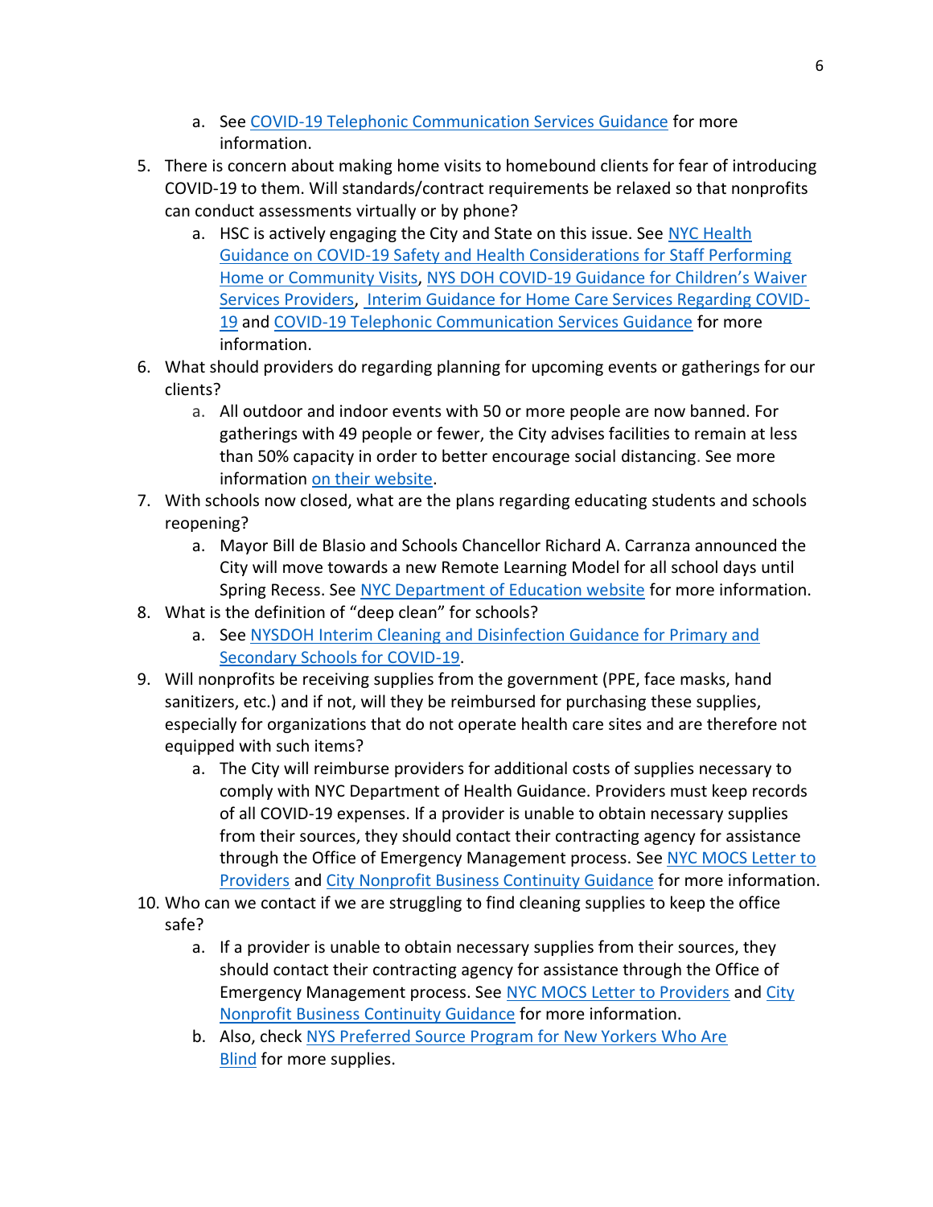a. See [COVID-19 Telephonic Communication Services Guidance] for more information.

5. There is concern about making home visits to homebound clients for fear of introducing COVID-19 to them. Will standards/contract requirements be relaxed so that nonprofits can conduct assessments virtually or by phone?
    a. HSC is actively engaging the City and State on this issue. See NYC Health Guidance on COVID-19 Safety and Health Considerations for Staff Performing Home or Community Visits, NYS DOH COVID-19 Guidance for Children's Waiver Services Providers, Interim Guidance for Home Care Services Regarding COVID-19 and COVID-19 Telephonic Communication Services Guidance for more information.
6. What should providers do regarding planning for upcoming events or gatherings for our clients?
    a. All outdoor and indoor events with 50 or more people are now banned. For gatherings with 49 people or fewer, the City advises facilities to remain at less than 50% capacity in order to better encourage social distancing. See more information on their website.
7. With schools now closed, what are the plans regarding educating students and schools reopening?
    a. Mayor Bill de Blasio and Schools Chancellor Richard A. Carranza announced the City will move towards a new Remote Learning Model for all school days until Spring Recess. See NYC Department of Education website for more information.
8. What is the definition of "deep clean" for schools?
    a. See NYSDOH Interim Cleaning and Disinfection Guidance for Primary and Secondary Schools for COVID-19.
9. Will nonprofits be receiving supplies from the government (PPE, face masks, hand sanitizers, etc.) and if not, will they be reimbursed for purchasing these supplies, especially for organizations that do not operate health care sites and are therefore not equipped with such items?
    a. The City will reimburse providers for additional costs of supplies necessary to comply with NYC Department of Health Guidance. Providers must keep records of all COVID-19 expenses. If a provider is unable to obtain necessary supplies from their sources, they should contact their contracting agency for assistance through the Office of Emergency Management process. See NYC MOCS Letter to Providers and City Nonprofit Business Continuity Guidance for more information.
10. Who can we contact if we are struggling to find cleaning supplies to keep the office safe?
    a. If a provider is unable to obtain necessary supplies from their sources, they should contact their contracting agency for assistance through the Office of Emergency Management process. See NYC MOCS Letter to Providers and City Nonprofit Business Continuity Guidance for more information.
    b. Also, check NYS Preferred Source Program for New Yorkers Who Are Blind for more supplies.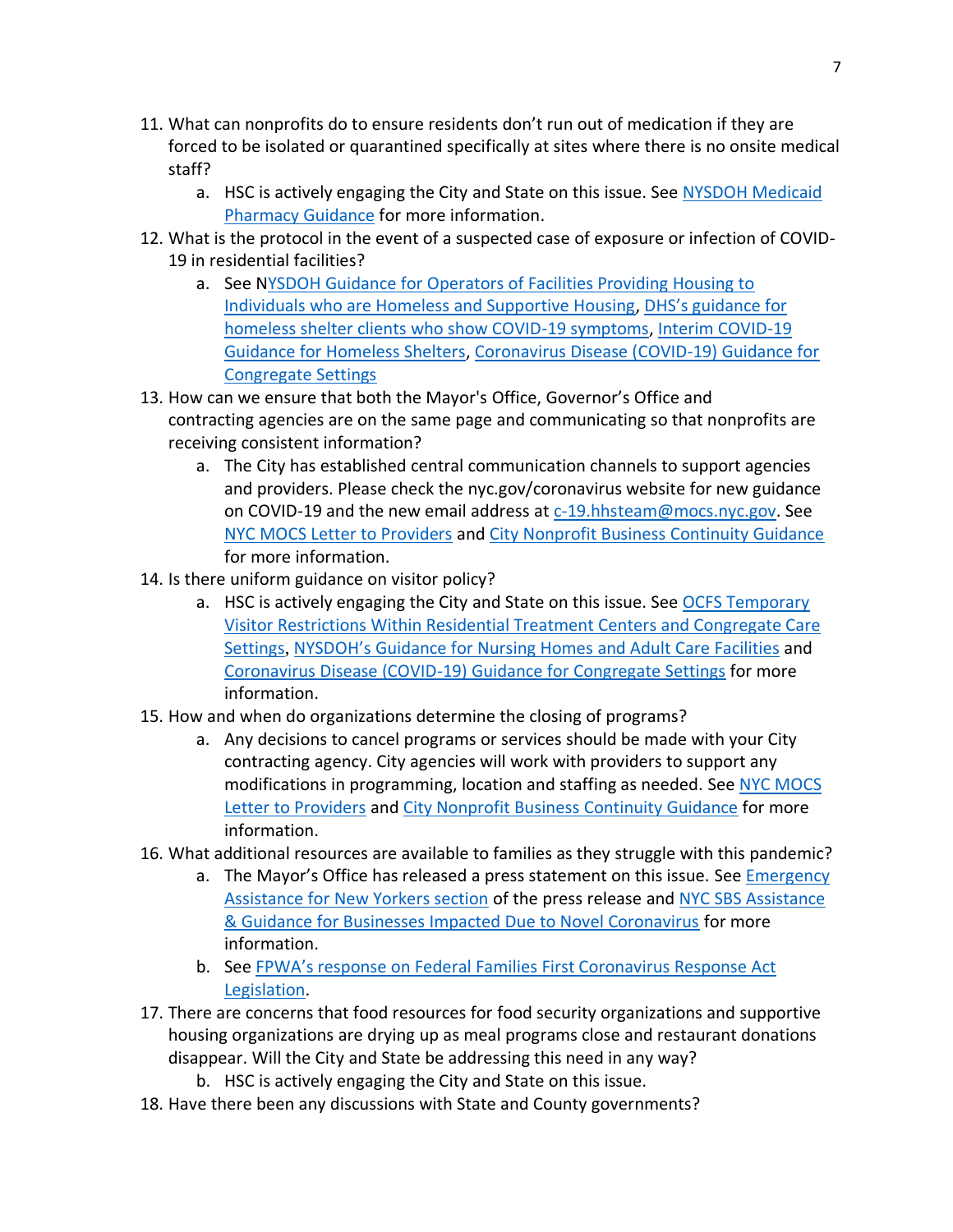11. What can nonprofits do to ensure residents don't run out of medication if they are forced to be isolated or quarantined specifically at sites where there is no onsite medical staff?
    a. HSC is actively engaging the City and State on this issue. See NYSDOH Medicaid Pharmacy Guidance for more information.
12. What is the protocol in the event of a suspected case of exposure or infection of COVID-19 in residential facilities?
    a. See NYSDOH Guidance for Operators of Facilities Providing Housing to Individuals who are Homeless and Supportive Housing, DHS's guidance for homeless shelter clients who show COVID-19 symptoms, Interim COVID-19 Guidance for Homeless Shelters, Coronavirus Disease (COVID-19) Guidance for Congregate Settings
13. How can we ensure that both the Mayor's Office, Governor's Office and contracting agencies are on the same page and communicating so that nonprofits are receiving consistent information?
    a. The City has established central communication channels to support agencies and providers. Please check the nyc.gov/coronavirus website for new guidance on COVID-19 and the new email address at c-19.hhsteam@mocs.nyc.gov. See NYC MOCS Letter to Providers and City Nonprofit Business Continuity Guidance for more information.
14. Is there uniform guidance on visitor policy?
    a. HSC is actively engaging the City and State on this issue. See OCFS Temporary Visitor Restrictions Within Residential Treatment Centers and Congregate Care Settings, NYSDOH's Guidance for Nursing Homes and Adult Care Facilities and Coronavirus Disease (COVID-19) Guidance for Congregate Settings for more information.
15. How and when do organizations determine the closing of programs?
    a. Any decisions to cancel programs or services should be made with your City contracting agency. City agencies will work with providers to support any modifications in programming, location and staffing as needed. See NYC MOCS Letter to Providers and City Nonprofit Business Continuity Guidance for more information.
16. What additional resources are available to families as they struggle with this pandemic?
    a. The Mayor's Office has released a press statement on this issue. See Emergency Assistance for New Yorkers section of the press release and NYC SBS Assistance & Guidance for Businesses Impacted Due to Novel Coronavirus for more information.
    b. See FPWA's response on Federal Families First Coronavirus Response Act Legislation.
17. There are concerns that food resources for food security organizations and supportive housing organizations are drying up as meal programs close and restaurant donations disappear. Will the City and State be addressing this need in any way?
    b. HSC is actively engaging the City and State on this issue.
18. Have there been any discussions with State and County governments?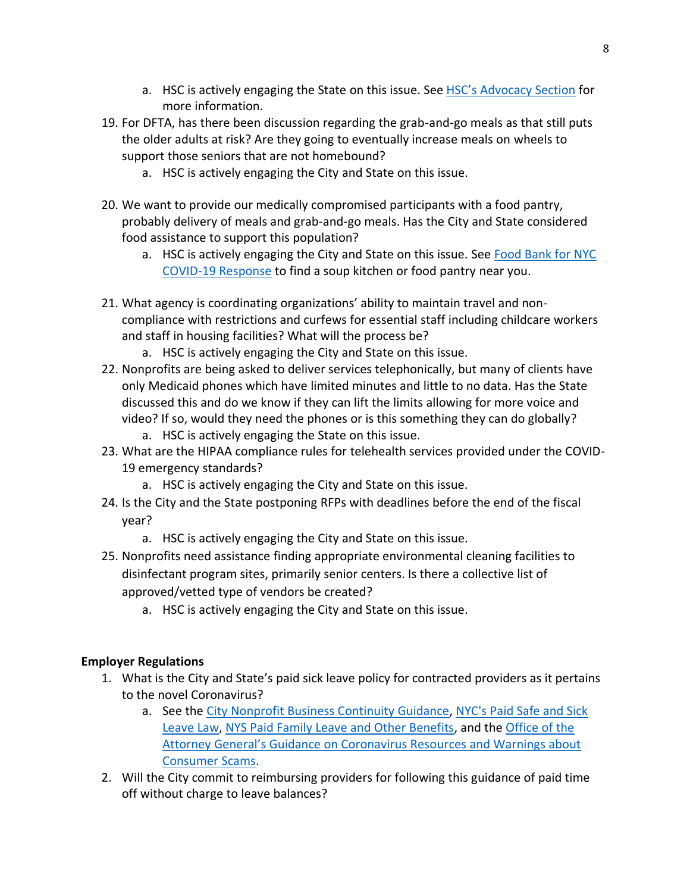a. HSC is actively engaging the State on this issue. See HSC's Advocacy Section for more information.

19. For DFTA, has there been discussion regarding the grab-and-go meals as that still puts the older adults at risk? Are they going to eventually increase meals on wheels to support those seniors that are not homebound?
    a. HSC is actively engaging the City and State on this issue.

20. We want to provide our medically compromised participants with a food pantry, probably delivery of meals and grab-and-go meals. Has the City and State considered food assistance to support this population?
    a. HSC is actively engaging the City and State on this issue. See Food Bank for NYC COVID-19 Response to find a soup kitchen or food pantry near you.

21. What agency is coordinating organizations' ability to maintain travel and non-compliance with restrictions and curfews for essential staff including childcare workers and staff in housing facilities? What will the process be?
    a. HSC is actively engaging the City and State on this issue.
22. Nonprofits are being asked to deliver services telephonically, but many of clients have only Medicaid phones which have limited minutes and little to no data. Has the State discussed this and do we know if they can lift the limits allowing for more voice and video? If so, would they need the phones or is this something they can do globally?
    a. HSC is actively engaging the State on this issue.
23. What are the HIPAA compliance rules for telehealth services provided under the COVID-19 emergency standards?
    a. HSC is actively engaging the City and State on this issue.
24. Is the City and the State postponing RFPs with deadlines before the end of the fiscal year?
    a. HSC is actively engaging the City and State on this issue.
25. Nonprofits need assistance finding appropriate environmental cleaning facilities to disinfectant program sites, primarily senior centers. Is there a collective list of approved/vetted type of vendors be created?
    a. HSC is actively engaging the City and State on this issue.

**Employer Regulations**

1. What is the City and State's paid sick leave policy for contracted providers as it pertains to the novel Coronavirus?
   a. See the City Nonprofit Business Continuity Guidance, NYC's Paid Safe and Sick Leave Law, NYS Paid Family Leave and Other Benefits, and the Office of the Attorney General's Guidance on Coronavirus Resources and Warnings about Consumer Scams.
2. Will the City commit to reimbursing providers for following this guidance of paid time off without charge to leave balances?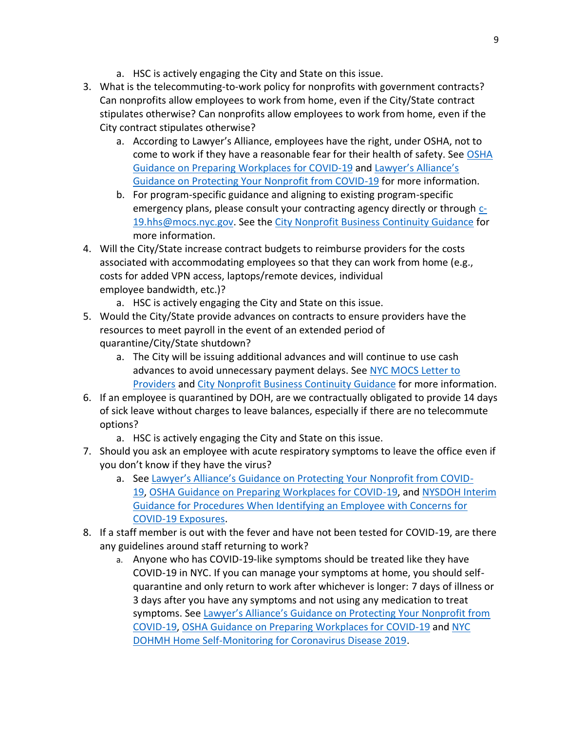a. HSC is actively engaging the City and State on this issue.

3. What is the telecommuting-to-work policy for nonprofits with government contracts? Can nonprofits allow employees to work from home, even if the City/State contract stipulates otherwise? Can nonprofits allow employees to work from home, even if the City contract stipulates otherwise?
   a. According to Lawyer's Alliance, employees have the right, under OSHA, not to come to work if they have a reasonable fear for their health of safety. See OSHA Guidance on Preparing Workplaces for COVID-19 and Lawyer's Alliance's Guidance on Protecting Your Nonprofit from COVID-19 for more information.
   b. For program-specific guidance and aligning to existing program-specific emergency plans, please consult your contracting agency directly or through c-19.hhs@mocs.nyc.gov. See the City Nonprofit Business Continuity Guidance for more information.
4. Will the City/State increase contract budgets to reimburse providers for the costs associated with accommodating employees so that they can work from home (e.g., costs for added VPN access, laptops/remote devices, individual employee bandwidth, etc.)?
   a. HSC is actively engaging the City and State on this issue.
5. Would the City/State provide advances on contracts to ensure providers have the resources to meet payroll in the event of an extended period of quarantine/City/State shutdown?
   a. The City will be issuing additional advances and will continue to use cash advances to avoid unnecessary payment delays. See NYC MOCS Letter to Providers and City Nonprofit Business Continuity Guidance for more information.
6. If an employee is quarantined by DOH, are we contractually obligated to provide 14 days of sick leave without charges to leave balances, especially if there are no telecommute options?
   a. HSC is actively engaging the City and State on this issue.
7. Should you ask an employee with acute respiratory symptoms to leave the office even if you don't know if they have the virus?
   a. See Lawyer's Alliance's Guidance on Protecting Your Nonprofit from COVID-19, OSHA Guidance on Preparing Workplaces for COVID-19, and NYSDOH Interim Guidance for Procedures When Identifying an Employee with Concerns for COVID-19 Exposures.
8. If a staff member is out with the fever and have not been tested for COVID-19, are there any guidelines around staff returning to work?
   a. Anyone who has COVID-19-like symptoms should be treated like they have COVID-19 in NYC. If you can manage your symptoms at home, you should self-quarantine and only return to work after whichever is longer: 7 days of illness or 3 days after you have any symptoms and not using any medication to treat symptoms. See Lawyer's Alliance's Guidance on Protecting Your Nonprofit from COVID-19, OSHA Guidance on Preparing Workplaces for COVID-19 and NYC DOHMH Home Self-Monitoring for Coronavirus Disease 2019.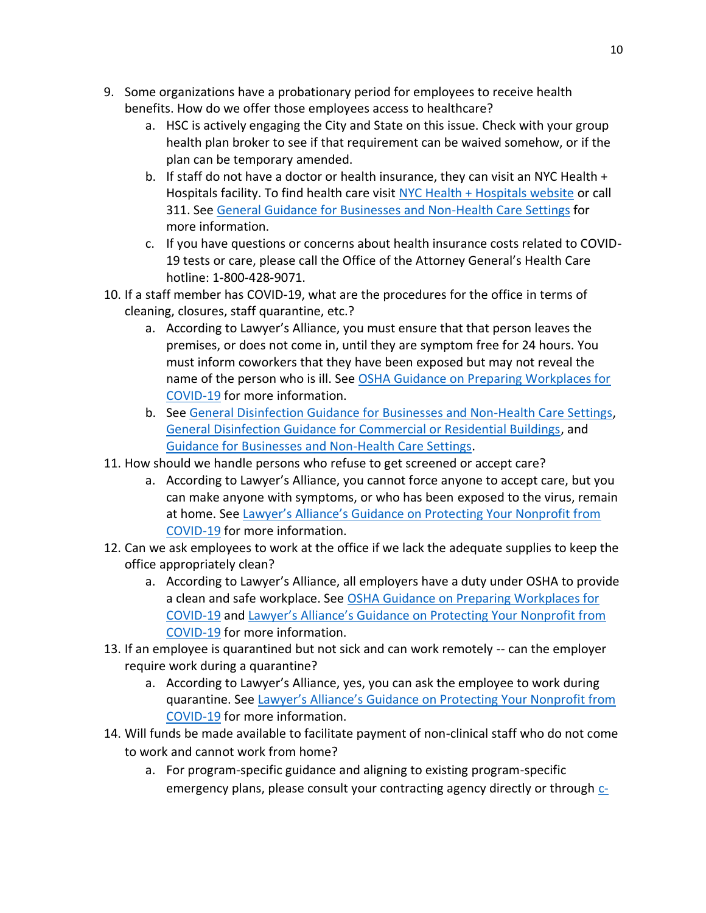9. Some organizations have a probationary period for employees to receive health benefits. How do we offer those employees access to healthcare?
    a. HSC is actively engaging the City and State on this issue. Check with your group health plan broker to see if that requirement can be waived somehow, or if the plan can be temporary amended.
    b. If staff do not have a doctor or health insurance, they can visit an NYC Health + Hospitals facility. To find health care visit NYC Health + Hospitals website or call 311. See General Guidance for Businesses and Non-Health Care Settings for more information.
    c. If you have questions or concerns about health insurance costs related to COVID-19 tests or care, please call the Office of the Attorney General's Health Care hotline: 1-800-428-9071.
10. If a staff member has COVID-19, what are the procedures for the office in terms of cleaning, closures, staff quarantine, etc.?
    a. According to Lawyer's Alliance, you must ensure that that person leaves the premises, or does not come in, until they are symptom free for 24 hours. You must inform coworkers that they have been exposed but may not reveal the name of the person who is ill. See OSHA Guidance on Preparing Workplaces for COVID-19 for more information.
    b. See General Disinfection Guidance for Businesses and Non-Health Care Settings, General Disinfection Guidance for Commercial or Residential Buildings, and Guidance for Businesses and Non-Health Care Settings.
11. How should we handle persons who refuse to get screened or accept care?
    a. According to Lawyer's Alliance, you cannot force anyone to accept care, but you can make anyone with symptoms, or who has been exposed to the virus, remain at home. See Lawyer's Alliance's Guidance on Protecting Your Nonprofit from COVID-19 for more information.
12. Can we ask employees to work at the office if we lack the adequate supplies to keep the office appropriately clean?
    a. According to Lawyer's Alliance, all employers have a duty under OSHA to provide a clean and safe workplace. See OSHA Guidance on Preparing Workplaces for COVID-19 and Lawyer's Alliance's Guidance on Protecting Your Nonprofit from COVID-19 for more information.
13. If an employee is quarantined but not sick and can work remotely -- can the employer require work during a quarantine?
    a. According to Lawyer's Alliance, yes, you can ask the employee to work during quarantine. See Lawyer's Alliance's Guidance on Protecting Your Nonprofit from COVID-19 for more information.
14. Will funds be made available to facilitate payment of non-clinical staff who do not come to work and cannot work from home?
    a. For program-specific guidance and aligning to existing program-specific emergency plans, please consult your contracting agency directly or through c-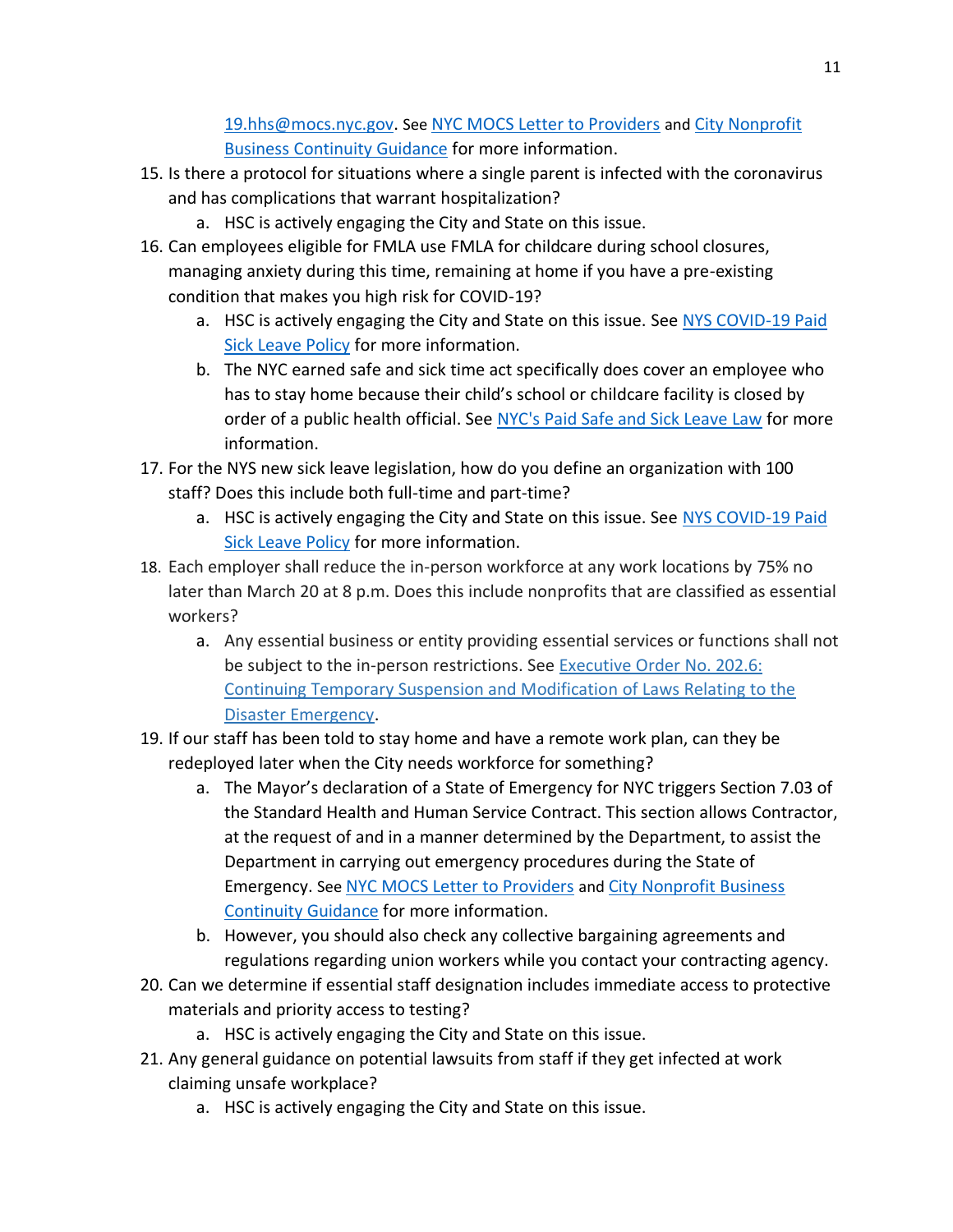19.hhs@mocs.nyc.gov. See [NYC MOCS Letter to Providers] and [City Nonprofit Business Continuity Guidance] for more information.

15. Is there a protocol for situations where a single parent is infected with the coronavirus and has complications that warrant hospitalization?
    a. HSC is actively engaging the City and State on this issue.
16. Can employees eligible for FMLA use FMLA for childcare during school closures, managing anxiety during this time, remaining at home if you have a pre-existing condition that makes you high risk for COVID-19?
    a. HSC is actively engaging the City and State on this issue. See [NYS COVID-19 Paid Sick Leave Policy] for more information.
    b. The NYC earned safe and sick time act specifically does cover an employee who has to stay home because their child's school or childcare facility is closed by order of a public health official. See [NYC's Paid Safe and Sick Leave Law] for more information.
17. For the NYS new sick leave legislation, how do you define an organization with 100 staff? Does this include both full-time and part-time?
    a. HSC is actively engaging the City and State on this issue. See [NYS COVID-19 Paid Sick Leave Policy] for more information.
18. Each employer shall reduce the in-person workforce at any work locations by 75% no later than March 20 at 8 p.m. Does this include nonprofits that are classified as essential workers?
    a. Any essential business or entity providing essential services or functions shall not be subject to the in-person restrictions. See [Executive Order No. 202.6: Continuing Temporary Suspension and Modification of Laws Relating to the Disaster Emergency].
19. If our staff has been told to stay home and have a remote work plan, can they be redeployed later when the City needs workforce for something?
    a. The Mayor's declaration of a State of Emergency for NYC triggers Section 7.03 of the Standard Health and Human Service Contract. This section allows Contractor, at the request of and in a manner determined by the Department, to assist the Department in carrying out emergency procedures during the State of Emergency. See [NYC MOCS Letter to Providers] and [City Nonprofit Business Continuity Guidance] for more information.
    b. However, you should also check any collective bargaining agreements and regulations regarding union workers while you contact your contracting agency.
20. Can we determine if essential staff designation includes immediate access to protective materials and priority access to testing?
    a. HSC is actively engaging the City and State on this issue.
21. Any general guidance on potential lawsuits from staff if they get infected at work claiming unsafe workplace?
    a. HSC is actively engaging the City and State on this issue.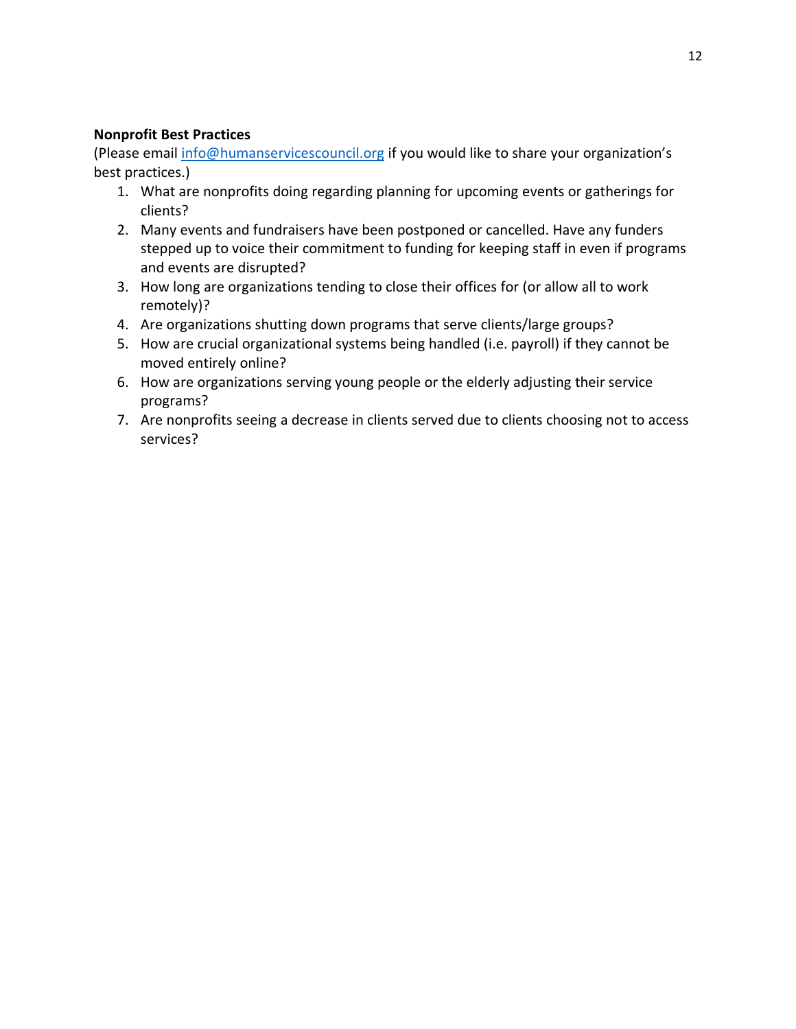**Nonprofit Best Practices**

(Please email info@humanservicescouncil.org if you would like to share your organization's best practices.)

1. What are nonprofits doing regarding planning for upcoming events or gatherings for clients?
2. Many events and fundraisers have been postponed or cancelled. Have any funders stepped up to voice their commitment to funding for keeping staff in even if programs and events are disrupted?
3. How long are organizations tending to close their offices for (or allow all to work remotely)?
4. Are organizations shutting down programs that serve clients/large groups?
5. How are crucial organizational systems being handled (i.e. payroll) if they cannot be moved entirely online?
6. How are organizations serving young people or the elderly adjusting their service programs?
7. Are nonprofits seeing a decrease in clients served due to clients choosing not to access services?